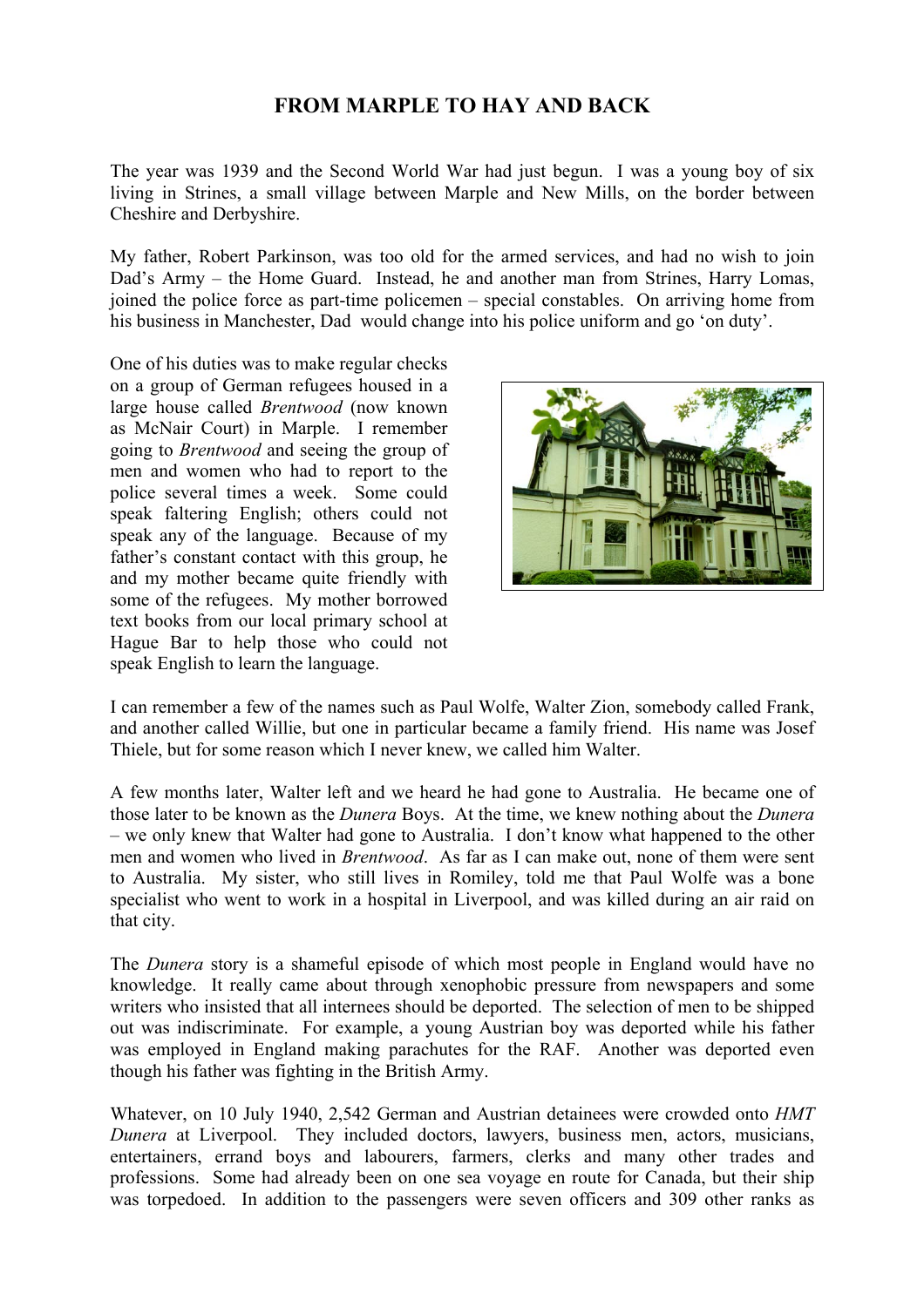# FROM MARPLE TO HAY AND BACK

The year was 1939 and the Second World War had just begun. I was a young boy of six living in Strines, a small village between Marple and New Mills, on the border between Cheshire and Derbyshire.

My father, Robert Parkinson, was too old for the armed services, and had no wish to join Dad's Army – the Home Guard. Instead, he and another man from Strines, Harry Lomas, joined the police force as part-time policemen – special constables. On arriving home from his business in Manchester, Dad would change into his police uniform and go 'on duty'.

One of his duties was to make regular checks on a group of German refugees housed in a large house called *Brentwood* (now known as McNair Court) in Marple. I remember going to *Brentwood* and seeing the group of men and women who had to report to the police several times a week. Some could speak faltering English; others could not speak any of the language. Because of my father's constant contact with this group, he and my mother became quite friendly with some of the refugees. My mother borrowed text books from our local primary school at Hague Bar to help those who could not speak English to learn the language.

I can remember a few of the names such as Paul Wolfe, Walter Zion, somebody called Frank, and another called Willie, but one in particular became a family friend. His name was Josef Thiele, but for some reason which I never knew, we called him Walter.

A few months later, Walter left and we heard he had gone to Australia. He became one of those later to be known as the *Dunera* Boys. At the time, we knew nothing about the *Dunera* – we only knew that Walter had gone to Australia. I don't know what happened to the other men and women who lived in *Brentwood*. As far as I can make out, none of them were sent to Australia. My sister, who still lives in Romiley, told me that Paul Wolfe was a bone specialist who went to work in a hospital in Liverpool, and was killed during an air raid on that city.

The *Dunera* story is a shameful episode of which most people in England would have no knowledge. It really came about through xenophobic pressure from newspapers and some writers who insisted that all internees should be deported. The selection of men to be shipped out was indiscriminate. For example, a young Austrian boy was deported while his father was employed in England making parachutes for the RAF. Another was deported even though his father was fighting in the British Army.

Whatever, on 10 July 1940, 2,542 German and Austrian detainees were crowded onto *HMT Dunera* at Liverpool. They included doctors, lawyers, business men, actors, musicians, entertainers, errand boys and labourers, farmers, clerks and many other trades and professions. Some had already been on one sea voyage en route for Canada, but their ship was torpedoed. In addition to the passengers were seven officers and 309 other ranks as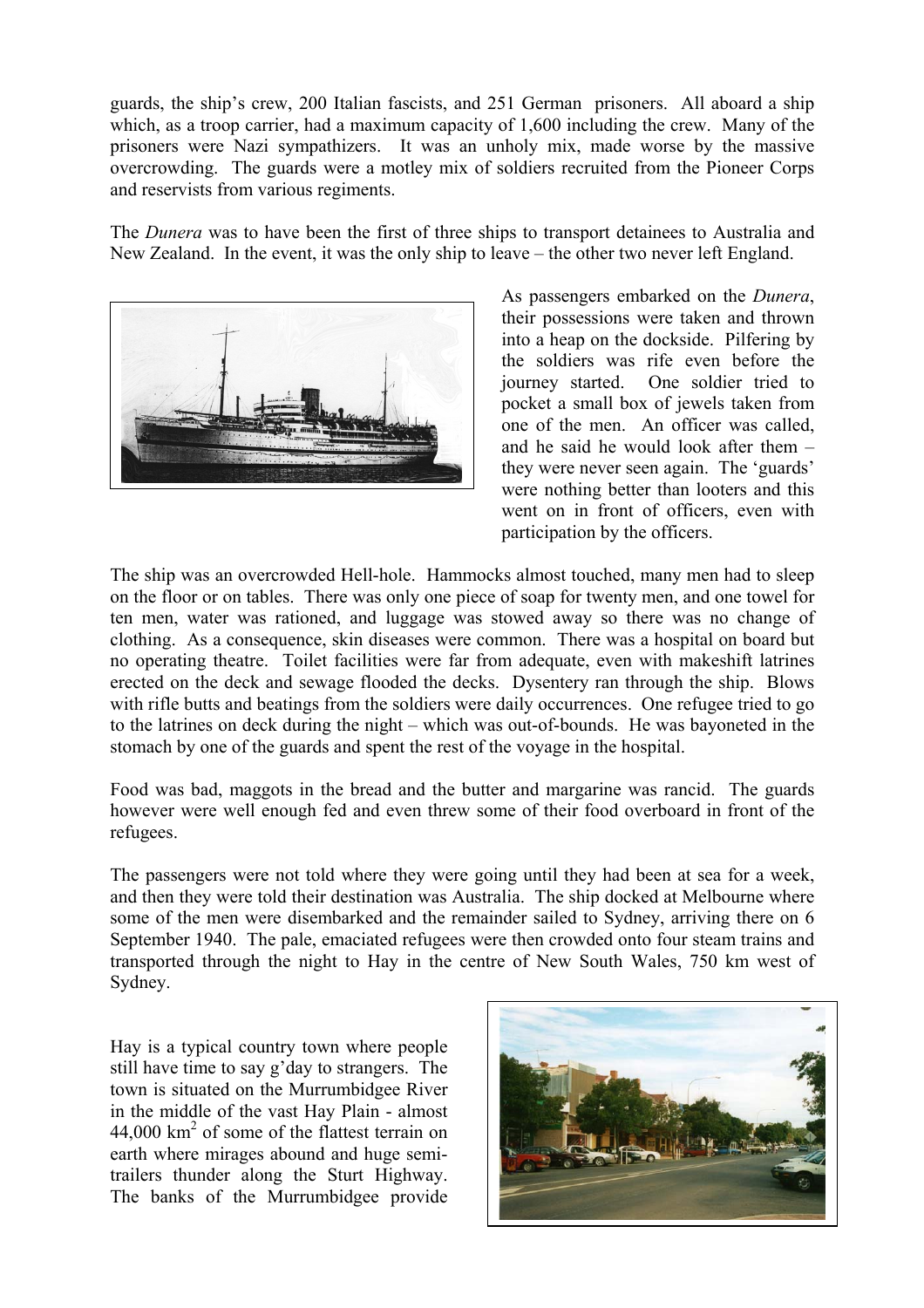guards, the ship's crew, 200 Italian fascists, and 251 German prisoners. All aboard a ship which, as a troop carrier, had a maximum capacity of 1,600 including the crew. Many of the prisoners were Nazi sympathizers. It was an unholy mix, made worse by the massive overcrowding. The guards were a motley mix of soldiers recruited from the Pioneer Corps and reservists from various regiments.

The *Dunera* was to have been the first of three ships to transport detainees to Australia and New Zealand. In the event, it was the only ship to leave – the other two never left England.

As passengers embarked on the *Dunera*, their possessions were taken and thrown into a heap on the dockside. Pilfering by the soldiers was rife even before the journey started. One soldier tried to pocket a small box of jewels taken from one of the men. An officer was called, and he said he would look after them – they were never seen again. The 'guards' were nothing better than looters and this went on in front of officers, even with participation by the officers.

The ship was an overcrowded Hell-hole. Hammocks almost touched, many men had to sleep on the floor or on tables. There was only one piece of soap for twenty men, and one towel for ten men, water was rationed, and luggage was stowed away so there was no change of clothing. As a consequence, skin diseases were common. There was a hospital on board but no operating theatre. Toilet facilities were far from adequate, even with makeshift latrines erected on the deck and sewage flooded the decks. Dysentery ran through the ship. Blows with rifle butts and beatings from the soldiers were daily occurrences. One refugee tried to go to the latrines on deck during the night – which was out-of-bounds. He was bayoneted in the stomach by one of the guards and spent the rest of the voyage in the hospital.

Food was bad, maggots in the bread and the butter and margarine was rancid. The guards however were well enough fed and even threw some of their food overboard in front of the refugees.

The passengers were not told where they were going until they had been at sea for a week, and then they were told their destination was Australia. The ship docked at Melbourne where some of the men were disembarked and the remainder sailed to Sydney, arriving there on 6 September 1940. The pale, emaciated refugees were then crowded onto four steam trains and transported through the night to Hay in the centre of New South Wales, 750 km west of Sydney.

Hay is a typical country town where people still have time to say g'day to strangers. The town is situated on the Murrumbidgee River in the middle of the vast Hay Plain - almost 44,000 km$^2$ of some of the flattest terrain on earth where mirages abound and huge semi-trailers thunder along the Sturt Highway. The banks of the Murrumbidgee provide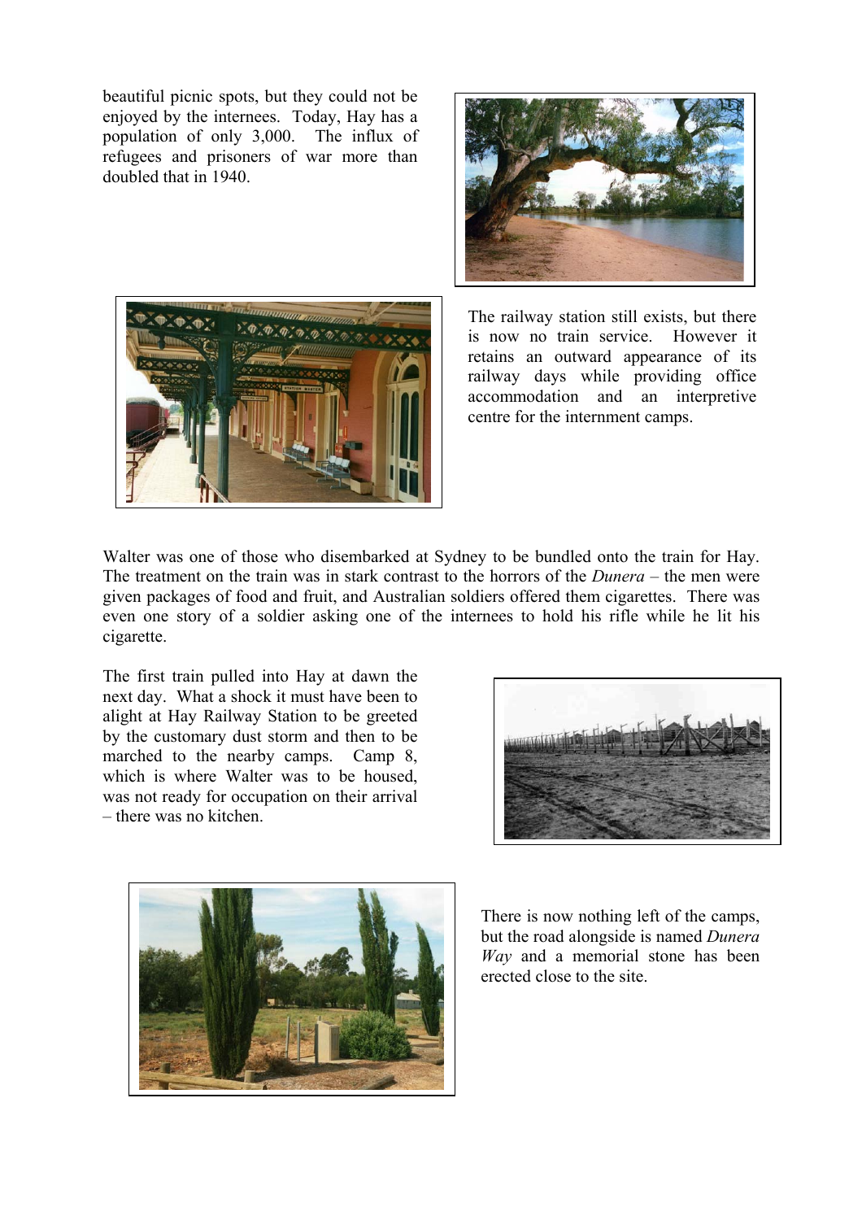beautiful picnic spots, but they could not be enjoyed by the internees. Today, Hay has a population of only 3,000. The influx of refugees and prisoners of war more than doubled that in 1940.

The railway station still exists, but there is now no train service. However it retains an outward appearance of its railway days while providing office accommodation and an interpretive centre for the internment camps.

Walter was one of those who disembarked at Sydney to be bundled onto the train for Hay. The treatment on the train was in stark contrast to the horrors of the *Dunera* – the men were given packages of food and fruit, and Australian soldiers offered them cigarettes. There was even one story of a soldier asking one of the internees to hold his rifle while he lit his cigarette.

The first train pulled into Hay at dawn the next day. What a shock it must have been to alight at Hay Railway Station to be greeted by the customary dust storm and then to be marched to the nearby camps. Camp 8, which is where Walter was to be housed, was not ready for occupation on their arrival – there was no kitchen.

There is now nothing left of the camps, but the road alongside is named *Dunera Way* and a memorial stone has been erected close to the site.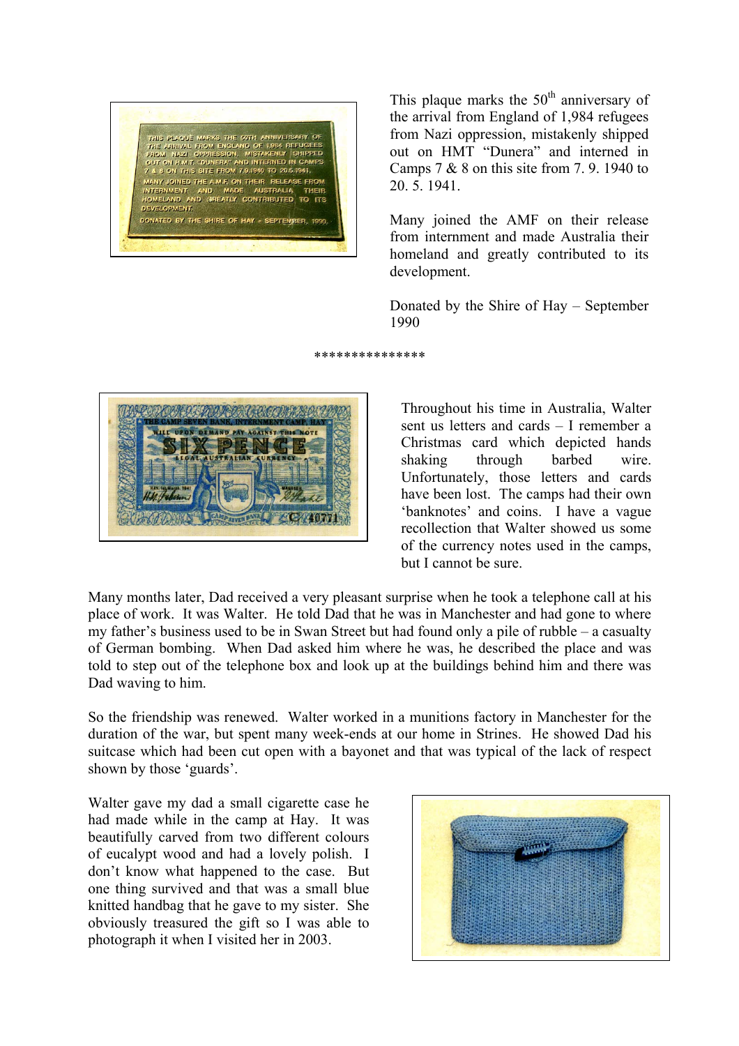This plaque marks the 50th anniversary of the arrival from England of 1,984 refugees from Nazi oppression, mistakenly shipped out on HMT "Dunera" and interned in Camps 7 & 8 on this site from 7. 9. 1940 to 20. 5. 1941.

Many joined the AMF on their release from internment and made Australia their homeland and greatly contributed to its development.

Donated by the Shire of Hay – September 1990

***************

Throughout his time in Australia, Walter sent us letters and cards – I remember a Christmas card which depicted hands shaking through barbed wire. Unfortunately, those letters and cards have been lost. The camps had their own 'banknotes' and coins. I have a vague recollection that Walter showed us some of the currency notes used in the camps, but I cannot be sure.

Many months later, Dad received a very pleasant surprise when he took a telephone call at his place of work. It was Walter. He told Dad that he was in Manchester and had gone to where my father's business used to be in Swan Street but had found only a pile of rubble – a casualty of German bombing. When Dad asked him where he was, he described the place and was told to step out of the telephone box and look up at the buildings behind him and there was Dad waving to him.

So the friendship was renewed. Walter worked in a munitions factory in Manchester for the duration of the war, but spent many week-ends at our home in Strines. He showed Dad his suitcase which had been cut open with a bayonet and that was typical of the lack of respect shown by those 'guards'.

Walter gave my dad a small cigarette case he had made while in the camp at Hay. It was beautifully carved from two different colours of eucalypt wood and had a lovely polish. I don't know what happened to the case. But one thing survived and that was a small blue knitted handbag that he gave to my sister. She obviously treasured the gift so I was able to photograph it when I visited her in 2003.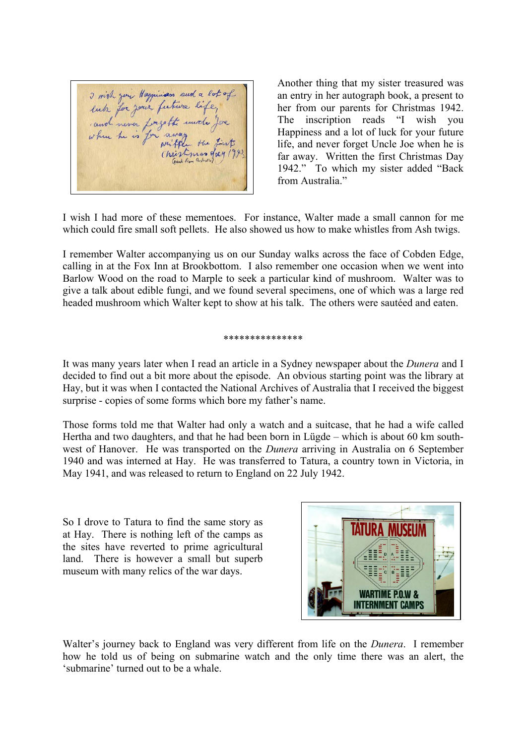Another thing that my sister treasured was an entry in her autograph book, a present to her from our parents for Christmas 1942. The inscription reads "I wish you Happiness and a lot of luck for your future life, and never forget Uncle Joe when he is far away. Written the first Christmas Day 1942." To which my sister added "Back from Australia."

I wish I had more of these mementoes. For instance, Walter made a small cannon for me which could fire small soft pellets. He also showed us how to make whistles from Ash twigs.

I remember Walter accompanying us on our Sunday walks across the face of Cobden Edge, calling in at the Fox Inn at Brookbottom. I also remember one occasion when we went into Barlow Wood on the road to Marple to seek a particular kind of mushroom. Walter was to give a talk about edible fungi, and we found several specimens, one of which was a large red headed mushroom which Walter kept to show at his talk. The others were sautéed and eaten.

***************

It was many years later when I read an article in a Sydney newspaper about the *Dunera* and I decided to find out a bit more about the episode. An obvious starting point was the library at Hay, but it was when I contacted the National Archives of Australia that I received the biggest surprise - copies of some forms which bore my father's name.

Those forms told me that Walter had only a watch and a suitcase, that he had a wife called Hertha and two daughters, and that he had been born in Lügde – which is about 60 km south-west of Hanover. He was transported on the *Dunera* arriving in Australia on 6 September 1940 and was interned at Hay. He was transferred to Tatura, a country town in Victoria, in May 1941, and was released to return to England on 22 July 1942.

So I drove to Tatura to find the same story as at Hay. There is nothing left of the camps as the sites have reverted to prime agricultural land. There is however a small but superb museum with many relics of the war days.

Walter's journey back to England was very different from life on the *Dunera*. I remember how he told us of being on submarine watch and the only time there was an alert, the 'submarine' turned out to be a whale.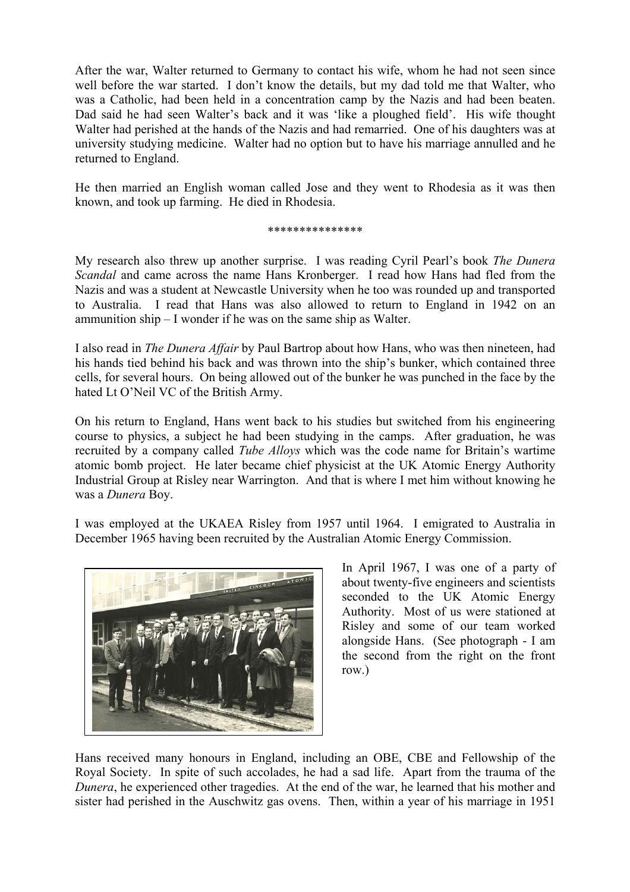After the war, Walter returned to Germany to contact his wife, whom he had not seen since well before the war started. I don't know the details, but my dad told me that Walter, who was a Catholic, had been held in a concentration camp by the Nazis and had been beaten. Dad said he had seen Walter's back and it was 'like a ploughed field'. His wife thought Walter had perished at the hands of the Nazis and had remarried. One of his daughters was at university studying medicine. Walter had no option but to have his marriage annulled and he returned to England.

He then married an English woman called Jose and they went to Rhodesia as it was then known, and took up farming. He died in Rhodesia.

***************

My research also threw up another surprise. I was reading Cyril Pearl's book *The Dunera Scandal* and came across the name Hans Kronberger. I read how Hans had fled from the Nazis and was a student at Newcastle University when he too was rounded up and transported to Australia. I read that Hans was also allowed to return to England in 1942 on an ammunition ship – I wonder if he was on the same ship as Walter.

I also read in *The Dunera Affair* by Paul Bartrop about how Hans, who was then nineteen, had his hands tied behind his back and was thrown into the ship's bunker, which contained three cells, for several hours. On being allowed out of the bunker he was punched in the face by the hated Lt O'Neil VC of the British Army.

On his return to England, Hans went back to his studies but switched from his engineering course to physics, a subject he had been studying in the camps. After graduation, he was recruited by a company called *Tube Alloys* which was the code name for Britain's wartime atomic bomb project. He later became chief physicist at the UK Atomic Energy Authority Industrial Group at Risley near Warrington. And that is where I met him without knowing he was a *Dunera* Boy.

I was employed at the UKAEA Risley from 1957 until 1964. I emigrated to Australia in December 1965 having been recruited by the Australian Atomic Energy Commission.

In April 1967, I was one of a party of about twenty-five engineers and scientists seconded to the UK Atomic Energy Authority. Most of us were stationed at Risley and some of our team worked alongside Hans. (See photograph - I am the second from the right on the front row.)

Hans received many honours in England, including an OBE, CBE and Fellowship of the Royal Society. In spite of such accolades, he had a sad life. Apart from the trauma of the *Dunera*, he experienced other tragedies. At the end of the war, he learned that his mother and sister had perished in the Auschwitz gas ovens. Then, within a year of his marriage in 1951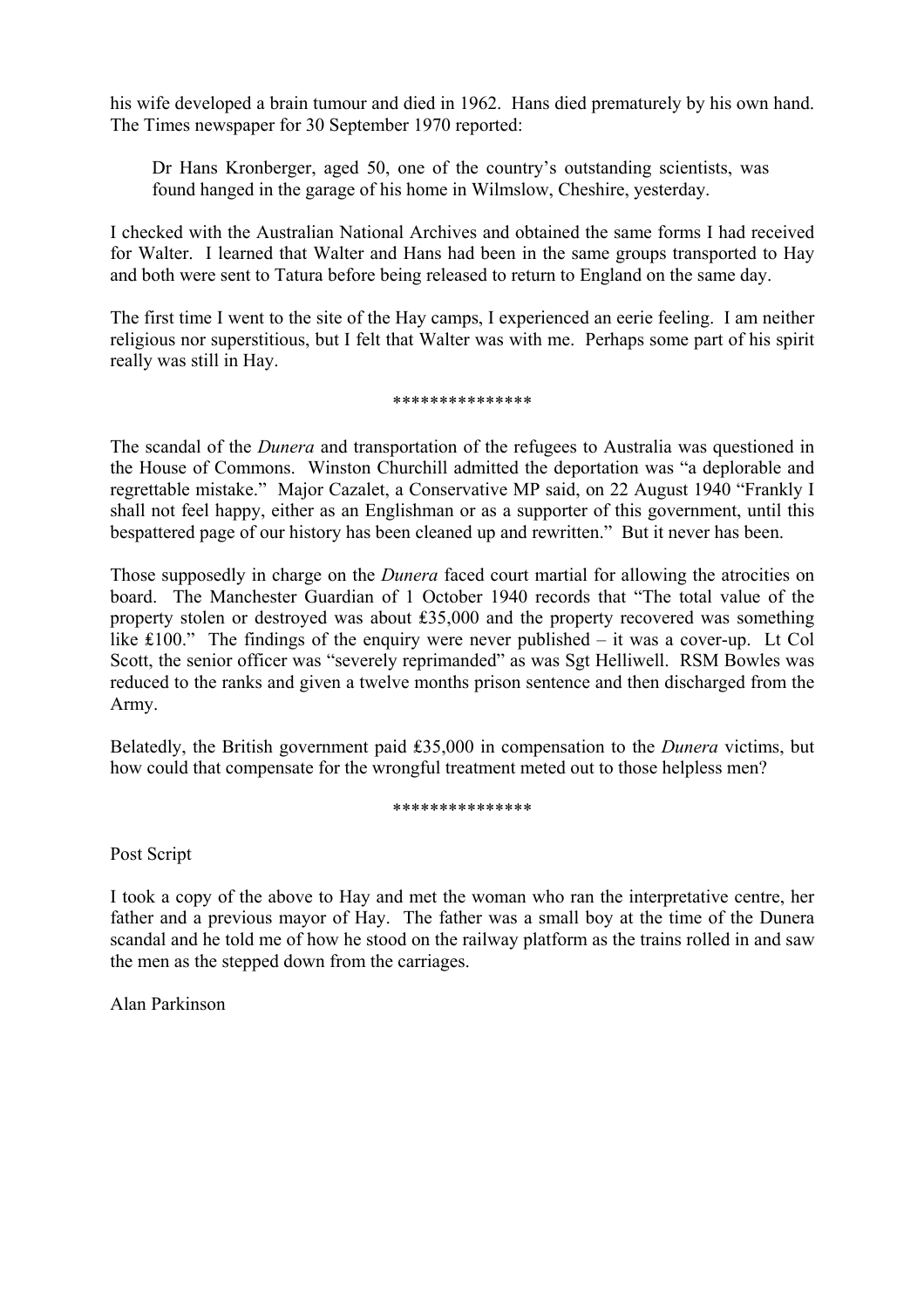his wife developed a brain tumour and died in 1962. Hans died prematurely by his own hand. The Times newspaper for 30 September 1970 reported:

> Dr Hans Kronberger, aged 50, one of the country's outstanding scientists, was found hanged in the garage of his home in Wilmslow, Cheshire, yesterday.

I checked with the Australian National Archives and obtained the same forms I had received for Walter. I learned that Walter and Hans had been in the same groups transported to Hay and both were sent to Tatura before being released to return to England on the same day.

The first time I went to the site of the Hay camps, I experienced an eerie feeling. I am neither religious nor superstitious, but I felt that Walter was with me. Perhaps some part of his spirit really was still in Hay.

***************

The scandal of the *Dunera* and transportation of the refugees to Australia was questioned in the House of Commons. Winston Churchill admitted the deportation was "a deplorable and regrettable mistake." Major Cazalet, a Conservative MP said, on 22 August 1940 "Frankly I shall not feel happy, either as an Englishman or as a supporter of this government, until this bespattered page of our history has been cleaned up and rewritten." But it never has been.

Those supposedly in charge on the *Dunera* faced court martial for allowing the atrocities on board. The Manchester Guardian of 1 October 1940 records that "The total value of the property stolen or destroyed was about £35,000 and the property recovered was something like £100." The findings of the enquiry were never published – it was a cover-up. Lt Col Scott, the senior officer was "severely reprimanded" as was Sgt Helliwell. RSM Bowles was reduced to the ranks and given a twelve months prison sentence and then discharged from the Army.

Belatedly, the British government paid £35,000 in compensation to the *Dunera* victims, but how could that compensate for the wrongful treatment meted out to those helpless men?

***************

Post Script

I took a copy of the above to Hay and met the woman who ran the interpretative centre, her father and a previous mayor of Hay. The father was a small boy at the time of the Dunera scandal and he told me of how he stood on the railway platform as the trains rolled in and saw the men as the stepped down from the carriages.

Alan Parkinson